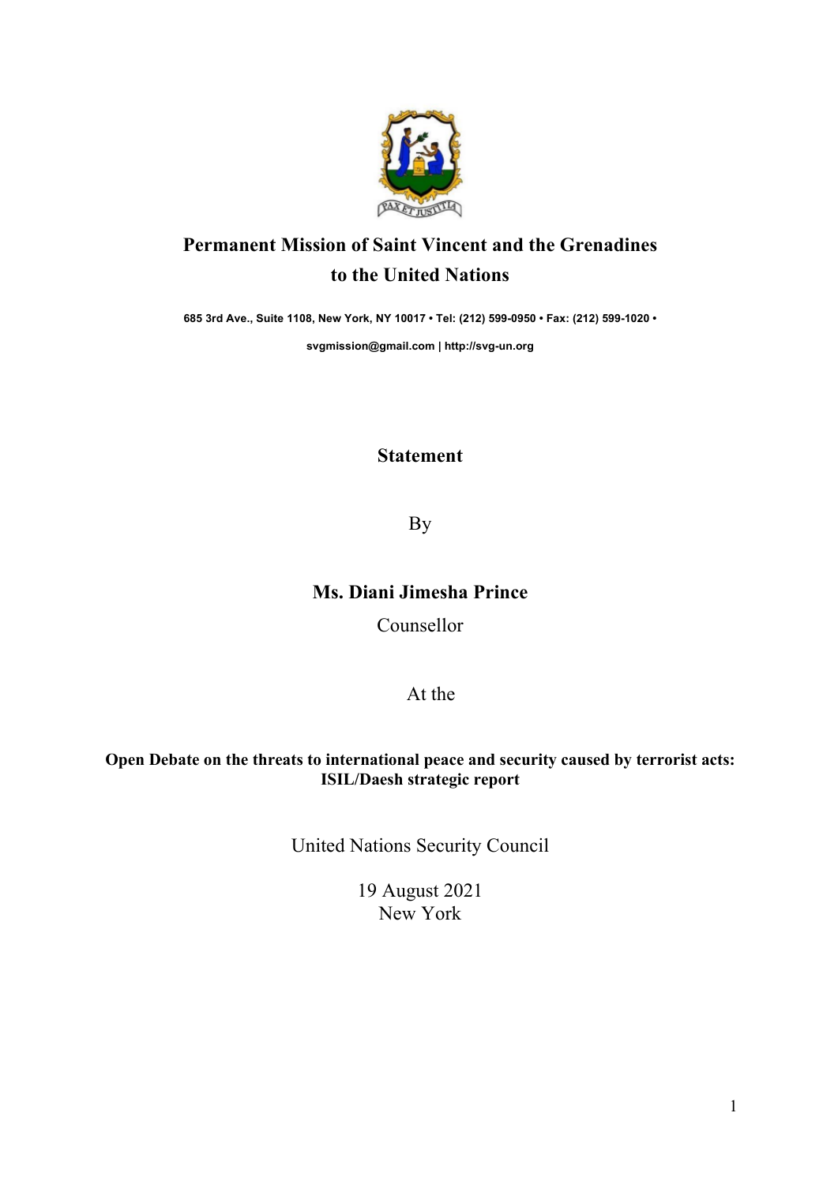# Permanent Mission of Saint Vincent and the Grenadines to the United Nations

685 3rd Ave., Suite 1108, New York, NY 10017 • Tel: (212) 599-0950 • Fax: (212) 599-1020 •

svgmission@gmail.com | http://svg-un.org

## Statement

By

**Ms. Diani Jimesha Prince**

Counsellor

At the

**Open Debate on the threats to international peace and security caused by terrorist acts: ISIL/Daesh strategic report**

United Nations Security Council

19 August 2021

New York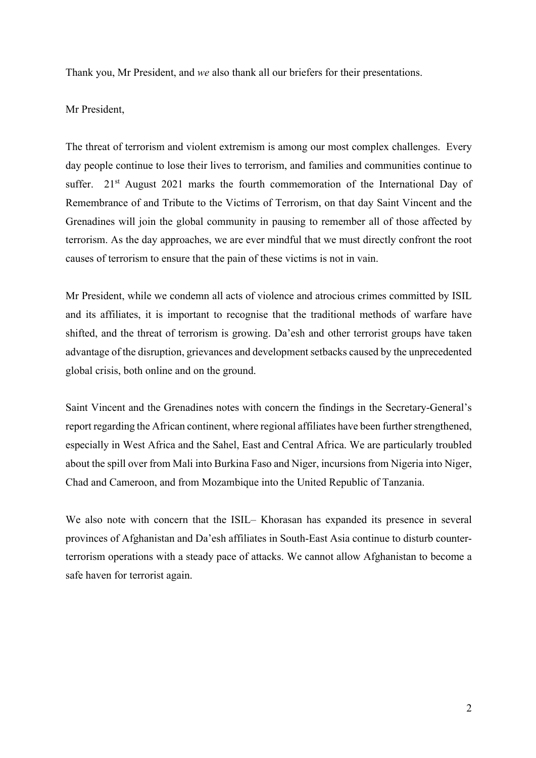Thank you, Mr President, and *we* also thank all our briefers for their presentations.

Mr President,

The threat of terrorism and violent extremism is among our most complex challenges. Every day people continue to lose their lives to terrorism, and families and communities continue to suffer. 21st August 2021 marks the fourth commemoration of the International Day of Remembrance of and Tribute to the Victims of Terrorism, on that day Saint Vincent and the Grenadines will join the global community in pausing to remember all of those affected by terrorism. As the day approaches, we are ever mindful that we must directly confront the root causes of terrorism to ensure that the pain of these victims is not in vain.

Mr President, while we condemn all acts of violence and atrocious crimes committed by ISIL and its affiliates, it is important to recognise that the traditional methods of warfare have shifted, and the threat of terrorism is growing. Da'esh and other terrorist groups have taken advantage of the disruption, grievances and development setbacks caused by the unprecedented global crisis, both online and on the ground.

Saint Vincent and the Grenadines notes with concern the findings in the Secretary-General's report regarding the African continent, where regional affiliates have been further strengthened, especially in West Africa and the Sahel, East and Central Africa. We are particularly troubled about the spill over from Mali into Burkina Faso and Niger, incursions from Nigeria into Niger, Chad and Cameroon, and from Mozambique into the United Republic of Tanzania.

We also note with concern that the ISIL– Khorasan has expanded its presence in several provinces of Afghanistan and Da'esh affiliates in South-East Asia continue to disturb counter-terrorism operations with a steady pace of attacks. We cannot allow Afghanistan to become a safe haven for terrorist again.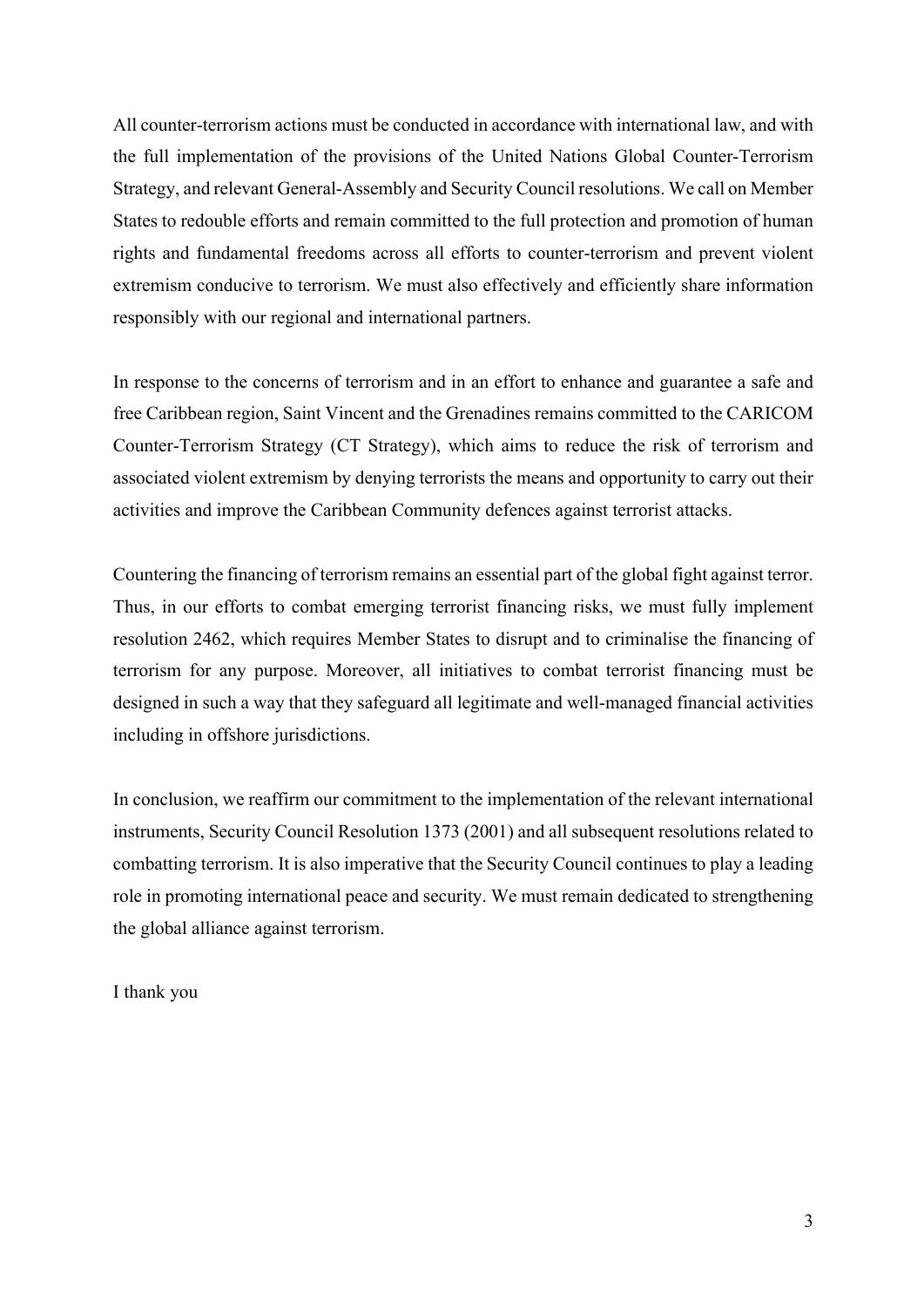All counter-terrorism actions must be conducted in accordance with international law, and with the full implementation of the provisions of the United Nations Global Counter-Terrorism Strategy, and relevant General-Assembly and Security Council resolutions. We call on Member States to redouble efforts and remain committed to the full protection and promotion of human rights and fundamental freedoms across all efforts to counter-terrorism and prevent violent extremism conducive to terrorism. We must also effectively and efficiently share information responsibly with our regional and international partners.

In response to the concerns of terrorism and in an effort to enhance and guarantee a safe and free Caribbean region, Saint Vincent and the Grenadines remains committed to the CARICOM Counter-Terrorism Strategy (CT Strategy), which aims to reduce the risk of terrorism and associated violent extremism by denying terrorists the means and opportunity to carry out their activities and improve the Caribbean Community defences against terrorist attacks.

Countering the financing of terrorism remains an essential part of the global fight against terror. Thus, in our efforts to combat emerging terrorist financing risks, we must fully implement resolution 2462, which requires Member States to disrupt and to criminalise the financing of terrorism for any purpose. Moreover, all initiatives to combat terrorist financing must be designed in such a way that they safeguard all legitimate and well-managed financial activities including in offshore jurisdictions.

In conclusion, we reaffirm our commitment to the implementation of the relevant international instruments, Security Council Resolution 1373 (2001) and all subsequent resolutions related to combatting terrorism. It is also imperative that the Security Council continues to play a leading role in promoting international peace and security. We must remain dedicated to strengthening the global alliance against terrorism.

I thank you